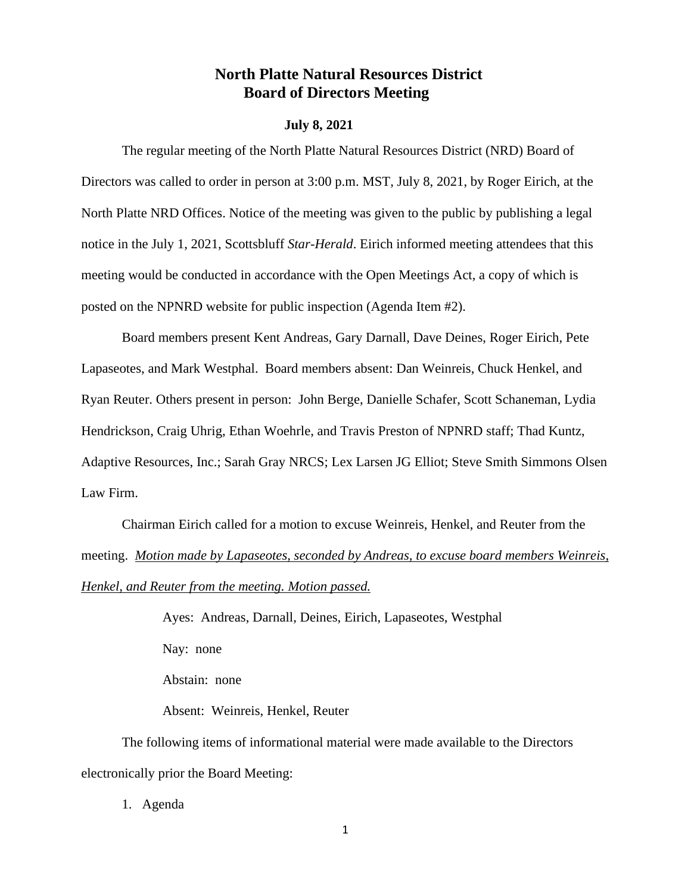# North Platte Natural Resources District
## Board of Directors Meeting

**July 8, 2021**

The regular meeting of the North Platte Natural Resources District (NRD) Board of Directors was called to order in person at 3:00 p.m. MST, July 8, 2021, by Roger Eirich, at the North Platte NRD Offices. Notice of the meeting was given to the public by publishing a legal notice in the July 1, 2021, Scottsbluff *Star-Herald*. Eirich informed meeting attendees that this meeting would be conducted in accordance with the Open Meetings Act, a copy of which is posted on the NPNRD website for public inspection (Agenda Item #2).

Board members present Kent Andreas, Gary Darnall, Dave Deines, Roger Eirich, Pete Lapaseotes, and Mark Westphal. Board members absent: Dan Weinreis, Chuck Henkel, and Ryan Reuter. Others present in person: John Berge, Danielle Schafer, Scott Schaneman, Lydia Hendrickson, Craig Uhrig, Ethan Woehrle, and Travis Preston of NPNRD staff; Thad Kuntz, Adaptive Resources, Inc.; Sarah Gray NRCS; Lex Larsen JG Elliot; Steve Smith Simmons Olsen Law Firm.

Chairman Eirich called for a motion to excuse Weinreis, Henkel, and Reuter from the meeting. *<u>Motion made by Lapaseotes, seconded by Andreas, to excuse board members Weinreis, Henkel, and Reuter from the meeting. Motion passed.</u>*

> Ayes: Andreas, Darnall, Deines, Eirich, Lapaseotes, Westphal
>
> Nay: none
>
> Abstain: none
>
> Absent: Weinreis, Henkel, Reuter

The following items of informational material were made available to the Directors electronically prior the Board Meeting:

1. Agenda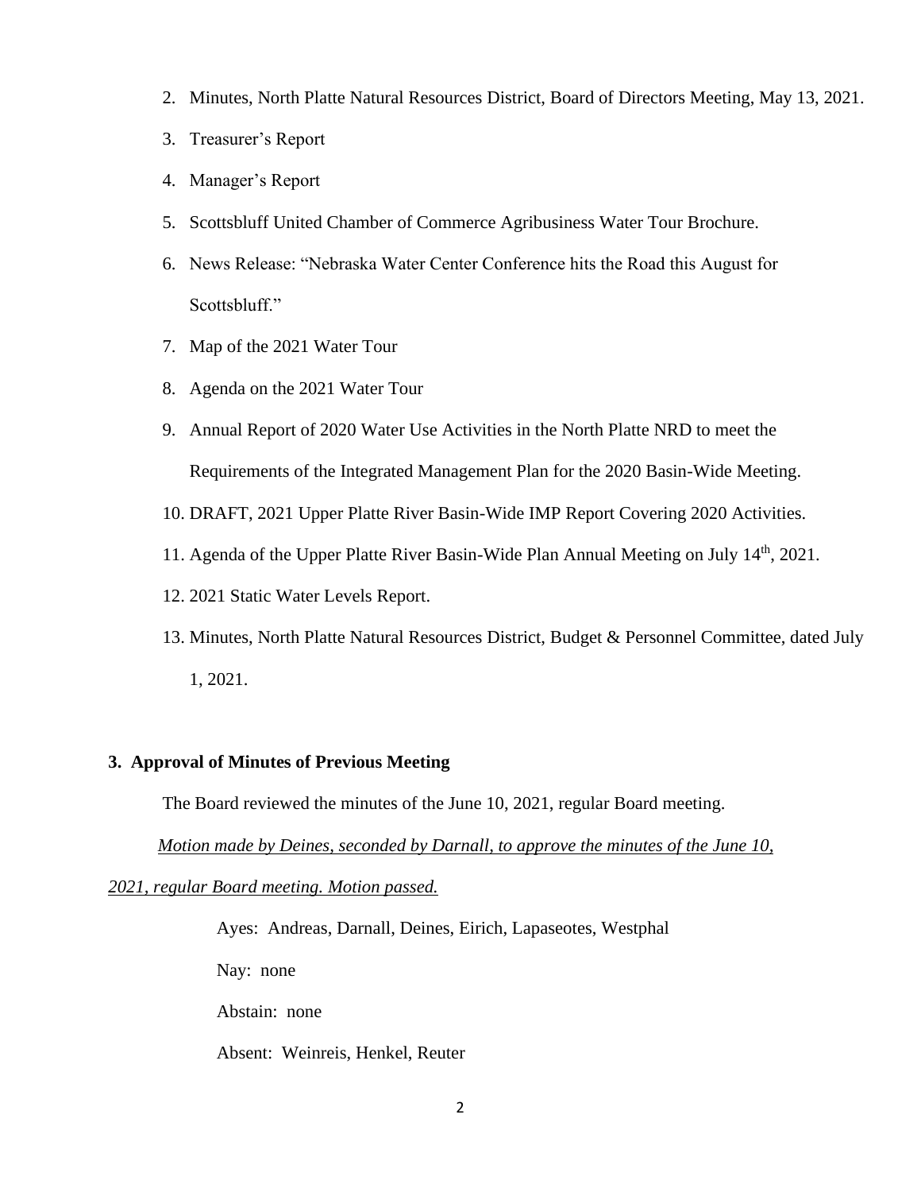2. Minutes, North Platte Natural Resources District, Board of Directors Meeting, May 13, 2021.
3. Treasurer's Report
4. Manager's Report
5. Scottsbluff United Chamber of Commerce Agribusiness Water Tour Brochure.
6. News Release: "Nebraska Water Center Conference hits the Road this August for Scottsbluff."
7. Map of the 2021 Water Tour
8. Agenda on the 2021 Water Tour
9. Annual Report of 2020 Water Use Activities in the North Platte NRD to meet the Requirements of the Integrated Management Plan for the 2020 Basin-Wide Meeting.
10. DRAFT, 2021 Upper Platte River Basin-Wide IMP Report Covering 2020 Activities.
11. Agenda of the Upper Platte River Basin-Wide Plan Annual Meeting on July 14th, 2021.
12. 2021 Static Water Levels Report.
13. Minutes, North Platte Natural Resources District, Budget & Personnel Committee, dated July 1, 2021.

**3. Approval of Minutes of Previous Meeting**

The Board reviewed the minutes of the June 10, 2021, regular Board meeting.

*Motion made by Deines, seconded by Darnall, to approve the minutes of the June 10, 2021, regular Board meeting. Motion passed.*

Ayes: Andreas, Darnall, Deines, Eirich, Lapaseotes, Westphal

Nay: none

Abstain: none

Absent: Weinreis, Henkel, Reuter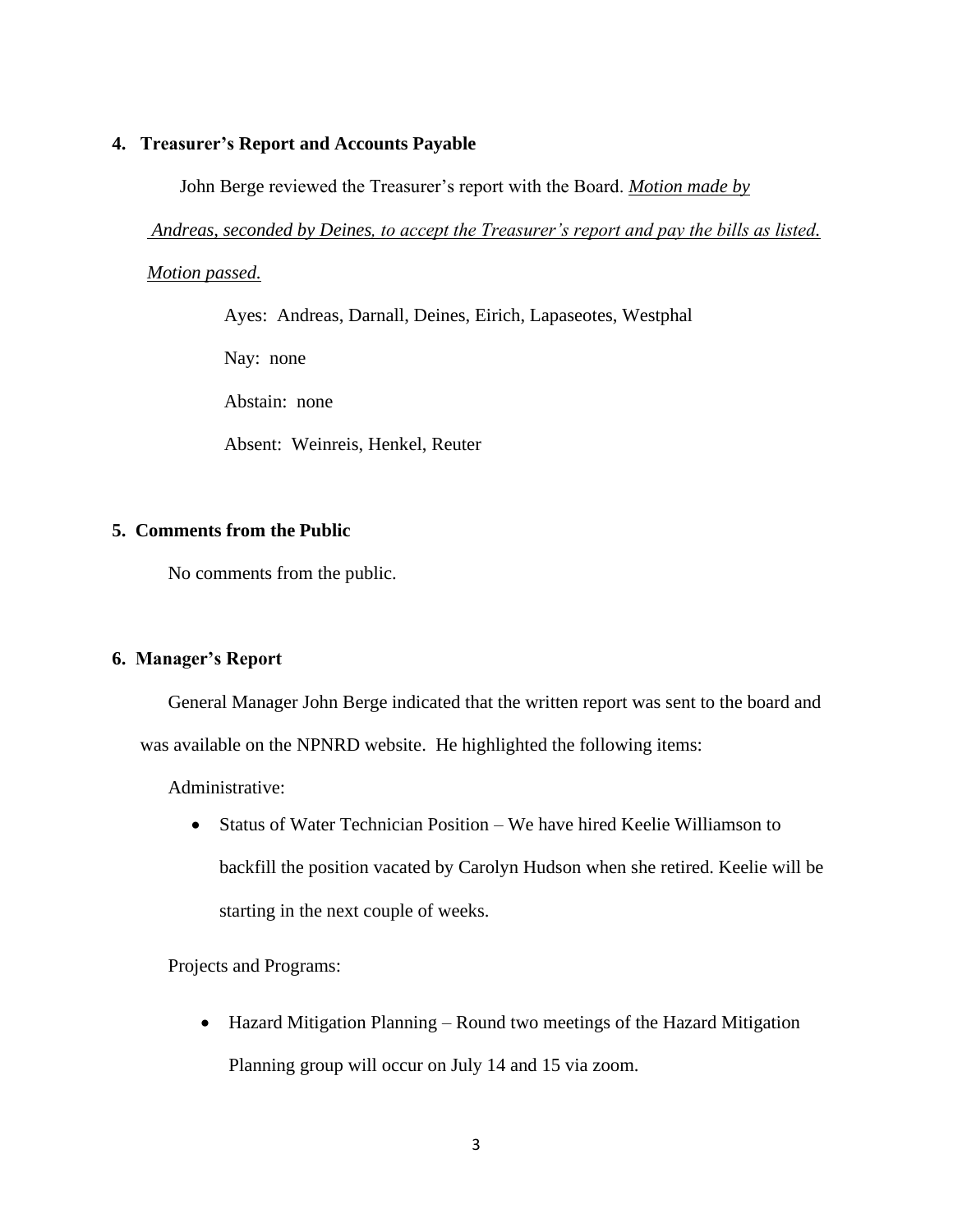**4. Treasurer's Report and Accounts Payable**

John Berge reviewed the Treasurer's report with the Board. *Motion made by Andreas, seconded by Deines, to accept the Treasurer's report and pay the bills as listed. Motion passed.*

Ayes: Andreas, Darnall, Deines, Eirich, Lapaseotes, Westphal

Nay: none

Abstain: none

Absent: Weinreis, Henkel, Reuter

**5. Comments from the Public**

No comments from the public.

**6. Manager's Report**

General Manager John Berge indicated that the written report was sent to the board and was available on the NPNRD website. He highlighted the following items:

Administrative:

- Status of Water Technician Position – We have hired Keelie Williamson to backfill the position vacated by Carolyn Hudson when she retired. Keelie will be starting in the next couple of weeks.

Projects and Programs:

- Hazard Mitigation Planning – Round two meetings of the Hazard Mitigation Planning group will occur on July 14 and 15 via zoom.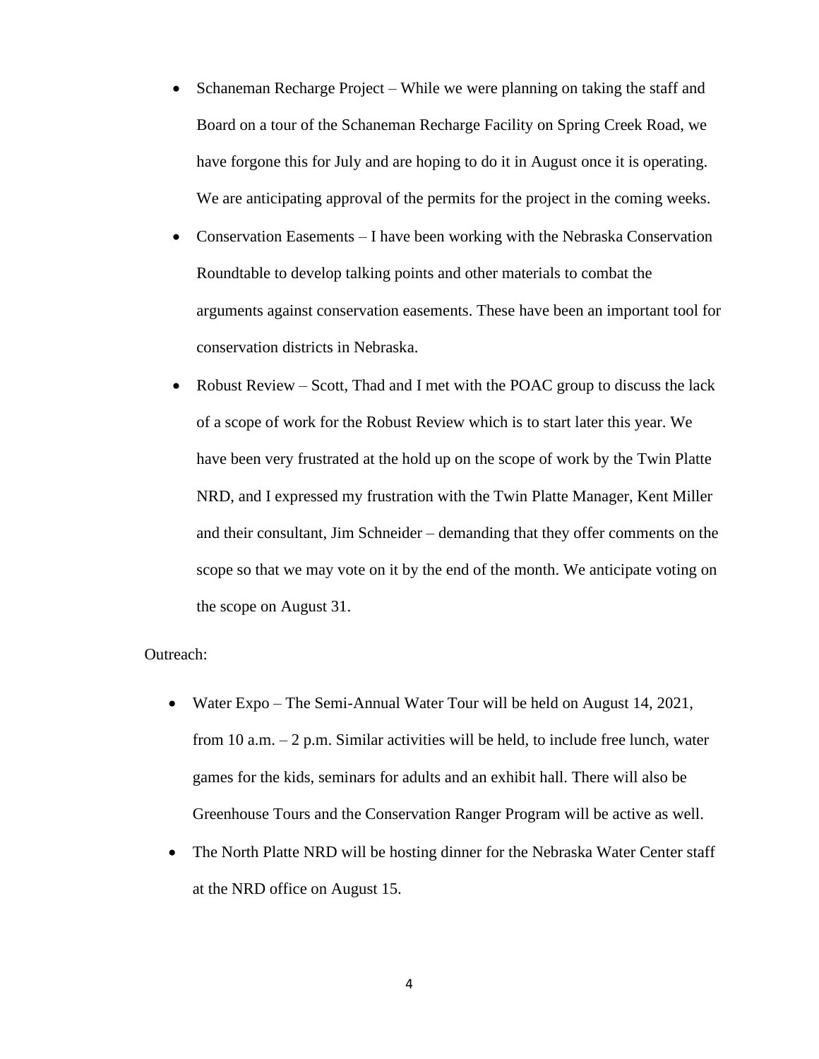- Schaneman Recharge Project – While we were planning on taking the staff and Board on a tour of the Schaneman Recharge Facility on Spring Creek Road, we have forgone this for July and are hoping to do it in August once it is operating. We are anticipating approval of the permits for the project in the coming weeks.
- Conservation Easements – I have been working with the Nebraska Conservation Roundtable to develop talking points and other materials to combat the arguments against conservation easements. These have been an important tool for conservation districts in Nebraska.
- Robust Review – Scott, Thad and I met with the POAC group to discuss the lack of a scope of work for the Robust Review which is to start later this year. We have been very frustrated at the hold up on the scope of work by the Twin Platte NRD, and I expressed my frustration with the Twin Platte Manager, Kent Miller and their consultant, Jim Schneider – demanding that they offer comments on the scope so that we may vote on it by the end of the month. We anticipate voting on the scope on August 31.

Outreach:

- Water Expo – The Semi-Annual Water Tour will be held on August 14, 2021, from 10 a.m. – 2 p.m. Similar activities will be held, to include free lunch, water games for the kids, seminars for adults and an exhibit hall. There will also be Greenhouse Tours and the Conservation Ranger Program will be active as well.
- The North Platte NRD will be hosting dinner for the Nebraska Water Center staff at the NRD office on August 15.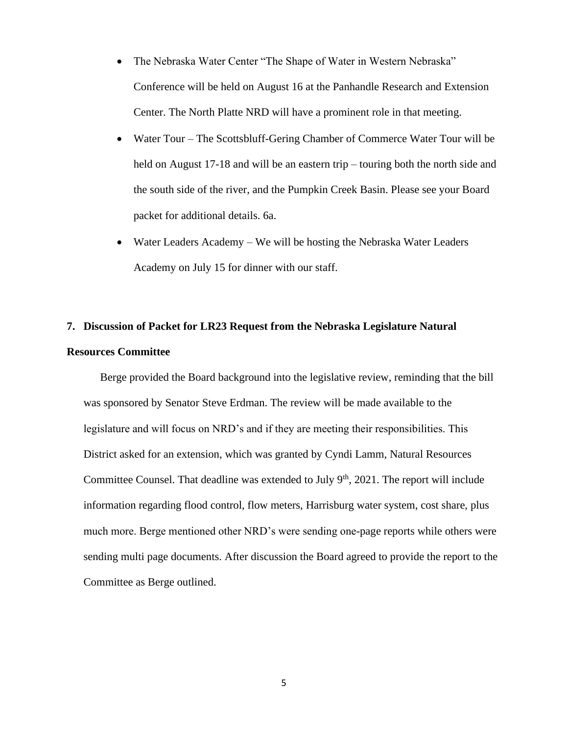- The Nebraska Water Center "The Shape of Water in Western Nebraska" Conference will be held on August 16 at the Panhandle Research and Extension Center. The North Platte NRD will have a prominent role in that meeting.
- Water Tour – The Scottsbluff-Gering Chamber of Commerce Water Tour will be held on August 17-18 and will be an eastern trip – touring both the north side and the south side of the river, and the Pumpkin Creek Basin. Please see your Board packet for additional details. 6a.
- Water Leaders Academy – We will be hosting the Nebraska Water Leaders Academy on July 15 for dinner with our staff.

**7. Discussion of Packet for LR23 Request from the Nebraska Legislature Natural Resources Committee**

Berge provided the Board background into the legislative review, reminding that the bill was sponsored by Senator Steve Erdman. The review will be made available to the legislature and will focus on NRD's and if they are meeting their responsibilities. This District asked for an extension, which was granted by Cyndi Lamm, Natural Resources Committee Counsel. That deadline was extended to July 9th, 2021. The report will include information regarding flood control, flow meters, Harrisburg water system, cost share, plus much more. Berge mentioned other NRD's were sending one-page reports while others were sending multi page documents. After discussion the Board agreed to provide the report to the Committee as Berge outlined.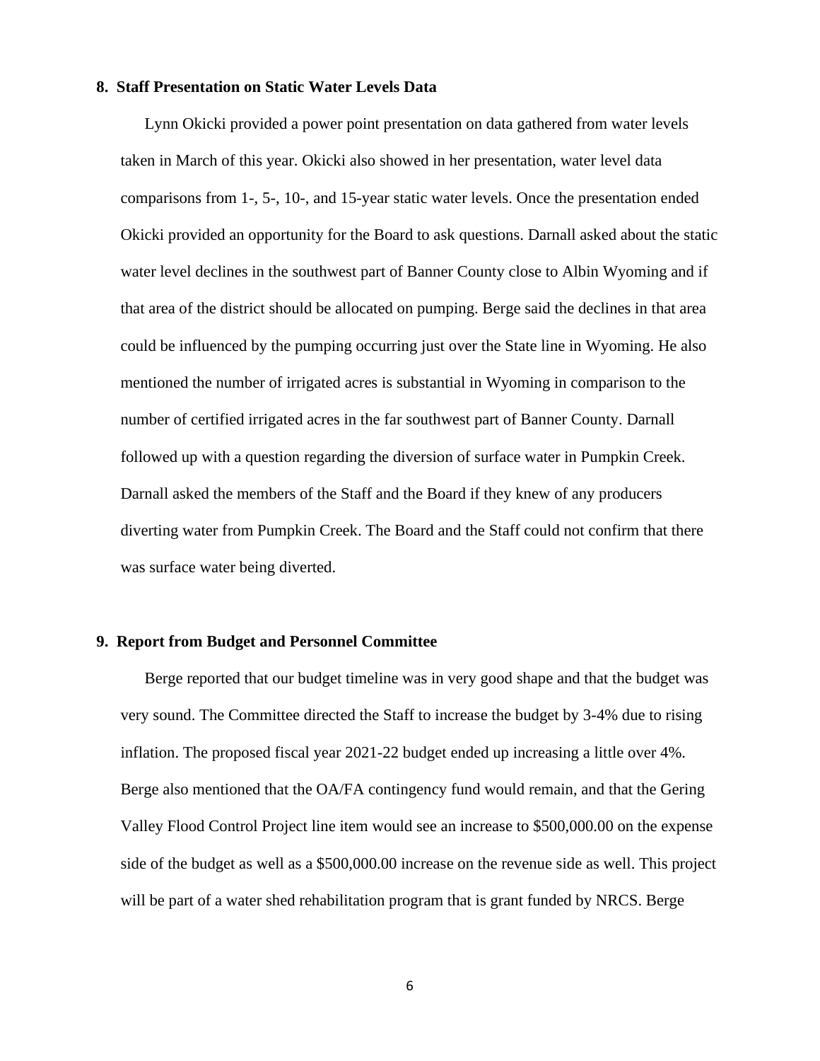**8. Staff Presentation on Static Water Levels Data**

Lynn Okicki provided a power point presentation on data gathered from water levels taken in March of this year. Okicki also showed in her presentation, water level data comparisons from 1-, 5-, 10-, and 15-year static water levels. Once the presentation ended Okicki provided an opportunity for the Board to ask questions. Darnall asked about the static water level declines in the southwest part of Banner County close to Albin Wyoming and if that area of the district should be allocated on pumping. Berge said the declines in that area could be influenced by the pumping occurring just over the State line in Wyoming. He also mentioned the number of irrigated acres is substantial in Wyoming in comparison to the number of certified irrigated acres in the far southwest part of Banner County. Darnall followed up with a question regarding the diversion of surface water in Pumpkin Creek. Darnall asked the members of the Staff and the Board if they knew of any producers diverting water from Pumpkin Creek. The Board and the Staff could not confirm that there was surface water being diverted.

**9. Report from Budget and Personnel Committee**

Berge reported that our budget timeline was in very good shape and that the budget was very sound. The Committee directed the Staff to increase the budget by 3-4% due to rising inflation. The proposed fiscal year 2021-22 budget ended up increasing a little over 4%. Berge also mentioned that the OA/FA contingency fund would remain, and that the Gering Valley Flood Control Project line item would see an increase to $500,000.00 on the expense side of the budget as well as a $500,000.00 increase on the revenue side as well. This project will be part of a water shed rehabilitation program that is grant funded by NRCS. Berge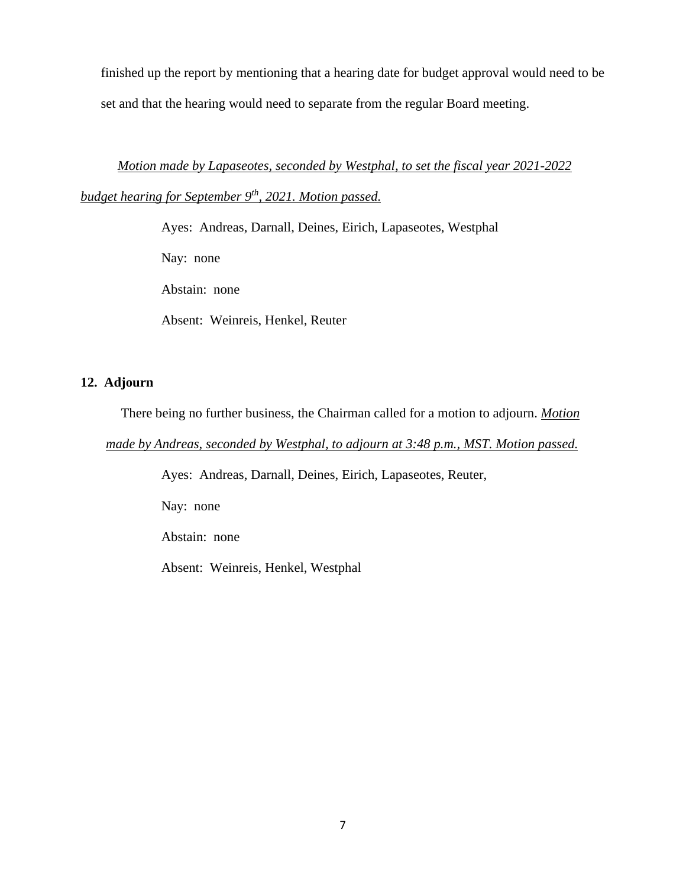finished up the report by mentioning that a hearing date for budget approval would need to be set and that the hearing would need to separate from the regular Board meeting.

*Motion made by Lapaseotes, seconded by Westphal, to set the fiscal year 2021-2022 budget hearing for September 9th, 2021. Motion passed.*

Ayes: Andreas, Darnall, Deines, Eirich, Lapaseotes, Westphal

Nay: none

Abstain: none

Absent: Weinreis, Henkel, Reuter

**12. Adjourn**

There being no further business, the Chairman called for a motion to adjourn. *Motion made by Andreas, seconded by Westphal, to adjourn at 3:48 p.m., MST. Motion passed.*

Ayes: Andreas, Darnall, Deines, Eirich, Lapaseotes, Reuter,

Nay: none

Abstain: none

Absent: Weinreis, Henkel, Westphal